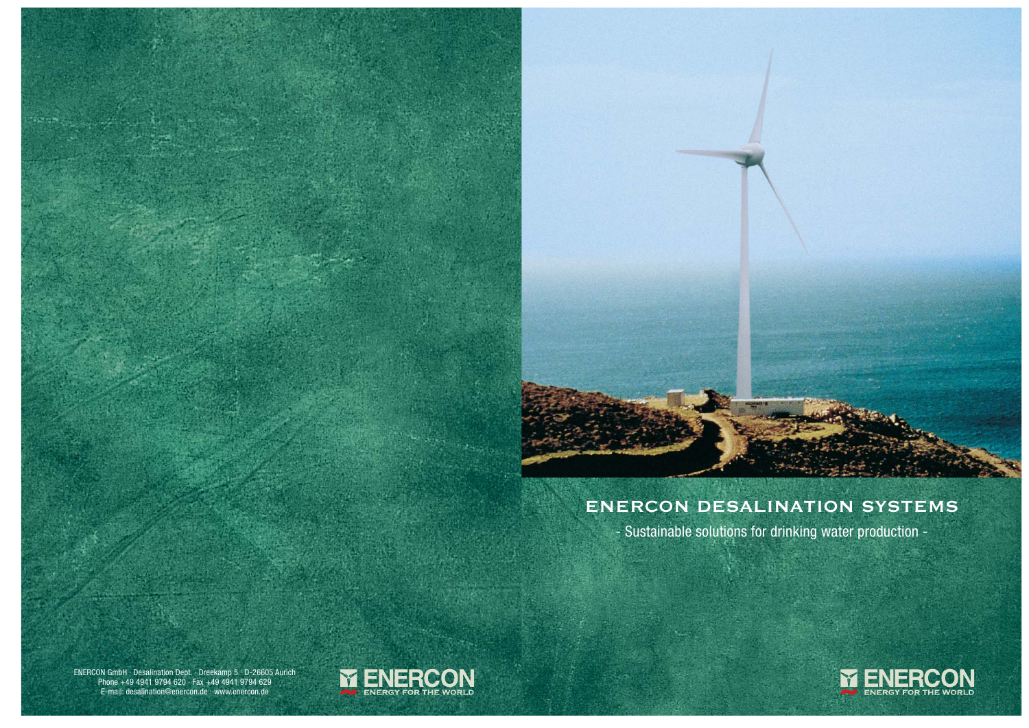# ENERCON DESALINATION SYSTEMS

- Sustainable solutions for drinking water production -

ENERCON GmbH · Desalination Dept. · Dreekamp 5 · D-26605 Aurich
Phone +49 4941 9794 620 · Fax +49 4941 9794 629
E-mail: desalination@enercon.de · www.enercon.de

ENERCON
ENERGY FOR THE WORLD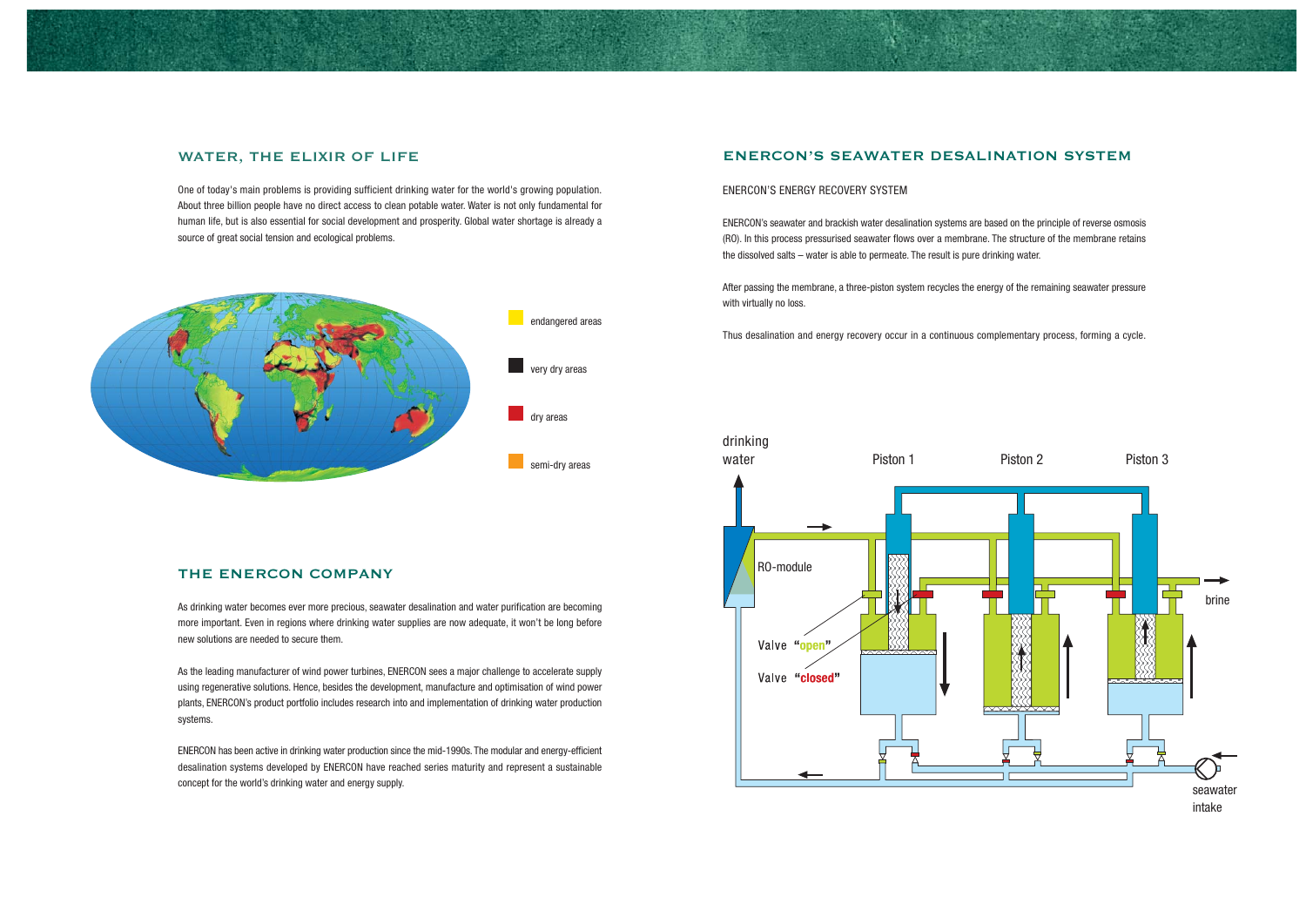## WATER, THE ELIXIR OF LIFE

One of today's main problems is providing sufficient drinking water for the world's growing population. About three billion people have no direct access to clean potable water. Water is not only fundamental for human life, but is also essential for social development and prosperity. Global water shortage is already a source of great social tension and ecological problems.

endangered areas

very dry areas

dry areas

semi-dry areas

## THE ENERCON COMPANY

As drinking water becomes ever more precious, seawater desalination and water purification are becoming more important. Even in regions where drinking water supplies are now adequate, it won't be long before new solutions are needed to secure them.

As the leading manufacturer of wind power turbines, ENERCON sees a major challenge to accelerate supply using regenerative solutions. Hence, besides the development, manufacture and optimisation of wind power plants, ENERCON's product portfolio includes research into and implementation of drinking water production systems.

ENERCON has been active in drinking water production since the mid-1990s. The modular and energy-efficient desalination systems developed by ENERCON have reached series maturity and represent a sustainable concept for the world's drinking water and energy supply.

## ENERCON'S SEAWATER DESALINATION SYSTEM

ENERCON'S ENERGY RECOVERY SYSTEM

ENERCON's seawater and brackish water desalination systems are based on the principle of reverse osmosis (RO). In this process pressurised seawater flows over a membrane. The structure of the membrane retains the dissolved salts – water is able to permeate. The result is pure drinking water.

After passing the membrane, a three-piston system recycles the energy of the remaining seawater pressure with virtually no loss.

Thus desalination and energy recovery occur in a continuous complementary process, forming a cycle.

drinking water | Piston 1 | Piston 2 | Piston 3 | RO-module | brine | Valve "open" | Valve "closed" | seawater intake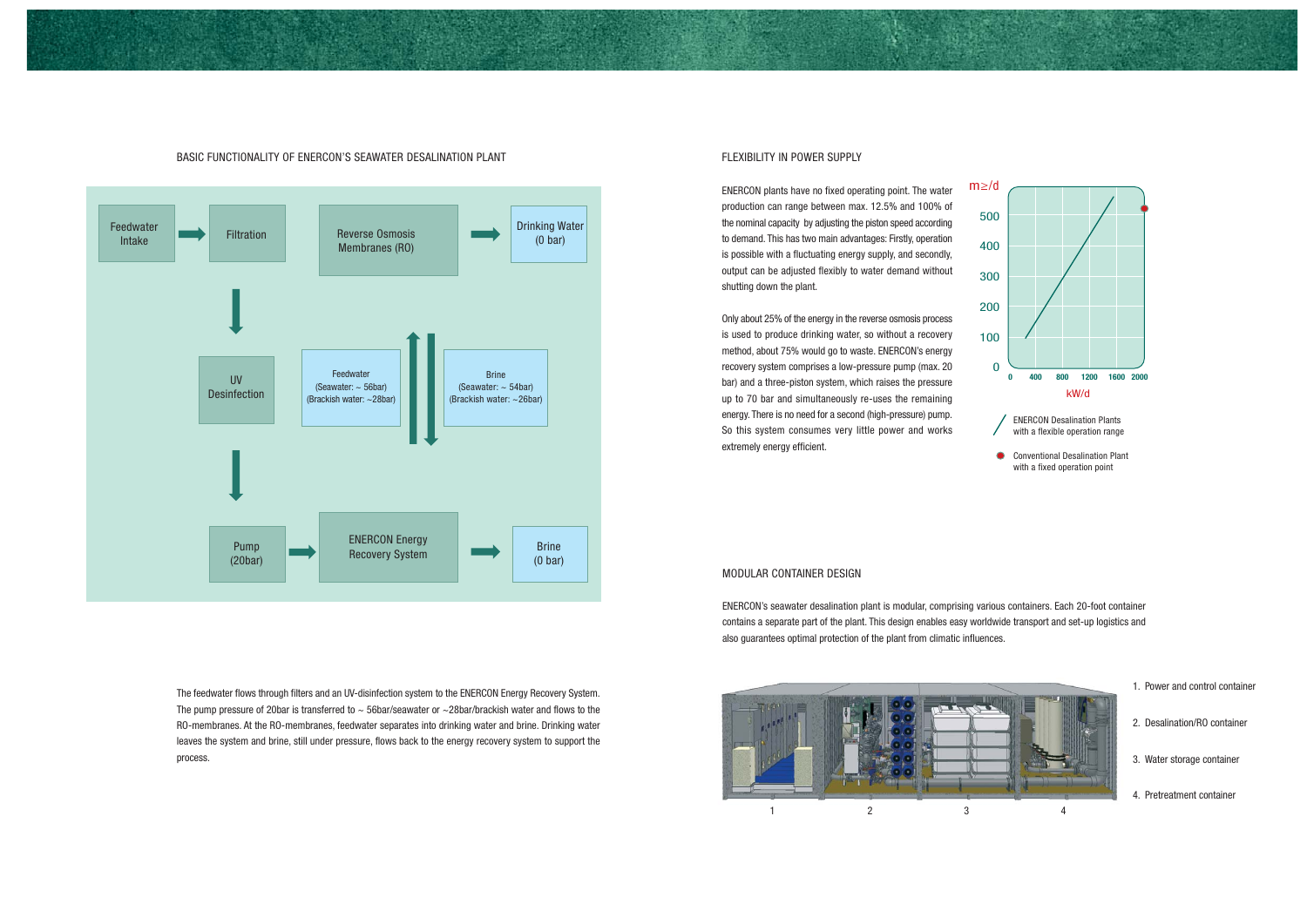## BASIC FUNCTIONALITY OF ENERCON'S SEAWATER DESALINATION PLANT

Feedwater Intake → Filtration → Reverse Osmosis Membranes (RO) → Drinking Water (0 bar)

UV Desinfection

Feedwater (Seawater: ~ 56bar) (Brackish water: ~28bar)

Brine (Seawater: ~ 54bar) (Brackish water: ~26bar)

Pump (20bar) → ENERCON Energy Recovery System → Brine (0 bar)

The feedwater flows through filters and an UV-disinfection system to the ENERCON Energy Recovery System. The pump pressure of 20bar is transferred to ~ 56bar/seawater or ~28bar/brackish water and flows to the RO-membranes. At the RO-membranes, feedwater separates into drinking water and brine. Drinking water leaves the system and brine, still under pressure, flows back to the energy recovery system to support the process.

## FLEXIBILITY IN POWER SUPPLY

ENERCON plants have no fixed operating point. The water production can range between max. 12.5% and 100% of the nominal capacity by adjusting the piston speed according to demand. This has two main advantages: Firstly, operation is possible with a fluctuating energy supply, and secondly, output can be adjusted flexibly to water demand without shutting down the plant.

Only about 25% of the energy in the reverse osmosis process is used to produce drinking water, so without a recovery method, about 75% would go to waste. ENERCON's energy recovery system comprises a low-pressure pump (max. 20 bar) and a three-piston system, which raises the pressure up to 70 bar and simultaneously re-uses the remaining energy. There is no need for a second (high-pressure) pump. So this system consumes very little power and works extremely energy efficient.

m≥/d: 0, 100, 200, 300, 400, 500

kW/d: 0, 400, 800, 1200, 1600, 2000

ENERCON Desalination Plants with a flexible operation range

Conventional Desalination Plant with a fixed operation point

## MODULAR CONTAINER DESIGN

ENERCON's seawater desalination plant is modular, comprising various containers. Each 20-foot container contains a separate part of the plant. This design enables easy worldwide transport and set-up logistics and also guarantees optimal protection of the plant from climatic influences.

1. Power and control container
2. Desalination/RO container
3. Water storage container
4. Pretreatment container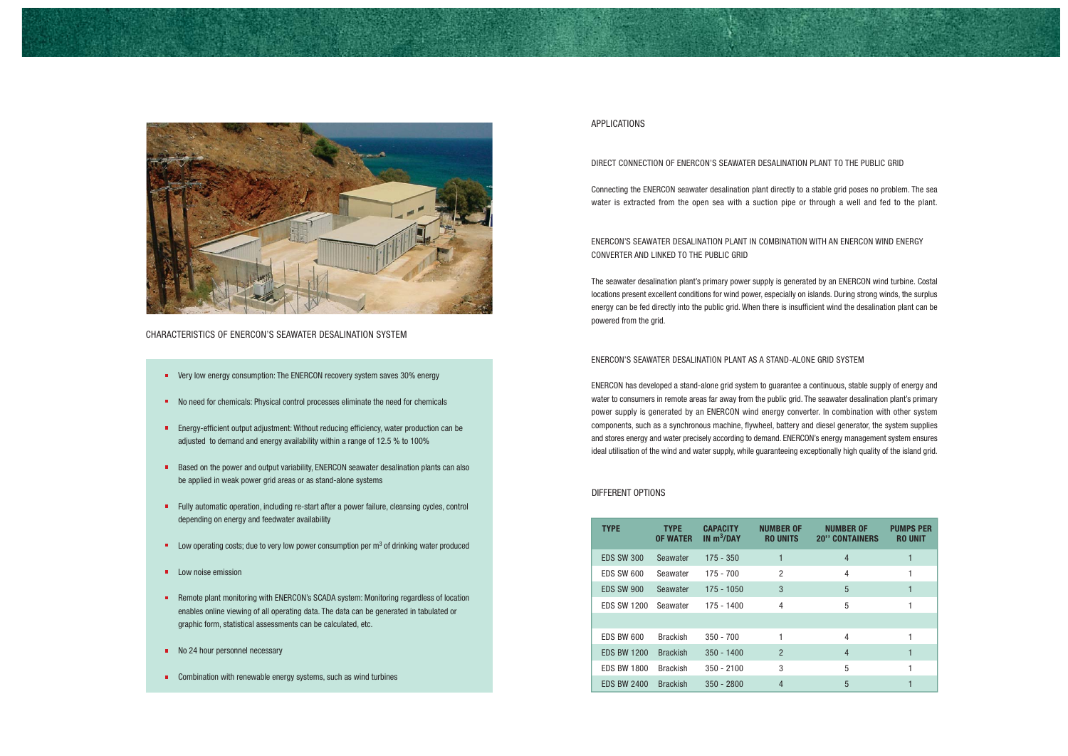## CHARACTERISTICS OF ENERCON'S SEAWATER DESALINATION SYSTEM

- Very low energy consumption: The ENERCON recovery system saves 30% energy
- No need for chemicals: Physical control processes eliminate the need for chemicals
- Energy-efficient output adjustment: Without reducing efficiency, water production can be adjusted to demand and energy availability within a range of 12.5 % to 100%
- Based on the power and output variability, ENERCON seawater desalination plants can also be applied in weak power grid areas or as stand-alone systems
- Fully automatic operation, including re-start after a power failure, cleansing cycles, control depending on energy and feedwater availability
- Low operating costs; due to very low power consumption per $m^3$ of drinking water produced
- Low noise emission
- Remote plant monitoring with ENERCON's SCADA system: Monitoring regardless of location enables online viewing of all operating data. The data can be generated in tabulated or graphic form, statistical assessments can be calculated, etc.
- No 24 hour personnel necessary
- Combination with renewable energy systems, such as wind turbines

## APPLICATIONS

### DIRECT CONNECTION OF ENERCON'S SEAWATER DESALINATION PLANT TO THE PUBLIC GRID

Connecting the ENERCON seawater desalination plant directly to a stable grid poses no problem. The sea water is extracted from the open sea with a suction pipe or through a well and fed to the plant.

### ENERCON'S SEAWATER DESALINATION PLANT IN COMBINATION WITH AN ENERCON WIND ENERGY CONVERTER AND LINKED TO THE PUBLIC GRID

The seawater desalination plant's primary power supply is generated by an ENERCON wind turbine. Costal locations present excellent conditions for wind power, especially on islands. During strong winds, the surplus energy can be fed directly into the public grid. When there is insufficient wind the desalination plant can be powered from the grid.

### ENERCON'S SEAWATER DESALINATION PLANT AS A STAND-ALONE GRID SYSTEM

ENERCON has developed a stand-alone grid system to guarantee a continuous, stable supply of energy and water to consumers in remote areas far away from the public grid. The seawater desalination plant's primary power supply is generated by an ENERCON wind energy converter. In combination with other system components, such as a synchronous machine, flywheel, battery and diesel generator, the system supplies and stores energy and water precisely according to demand. ENERCON's energy management system ensures ideal utilisation of the wind and water supply, while guaranteeing exceptionally high quality of the island grid.

## DIFFERENT OPTIONS

| TYPE | TYPE OF WATER | CAPACITY IN $m^3$/DAY | NUMBER OF RO UNITS | NUMBER OF 20'' CONTAINERS | PUMPS PER RO UNIT |
|---|---|---|---|---|---|
| EDS SW 300 | Seawater | 175 - 350 | 1 | 4 | 1 |
| EDS SW 600 | Seawater | 175 - 700 | 2 | 4 | 1 |
| EDS SW 900 | Seawater | 175 - 1050 | 3 | 5 | 1 |
| EDS SW 1200 | Seawater | 175 - 1400 | 4 | 5 | 1 |
| | | | | | |
| EDS BW 600 | Brackish | 350 - 700 | 1 | 4 | 1 |
| EDS BW 1200 | Brackish | 350 - 1400 | 2 | 4 | 1 |
| EDS BW 1800 | Brackish | 350 - 2100 | 3 | 5 | 1 |
| EDS BW 2400 | Brackish | 350 - 2800 | 4 | 5 | 1 |